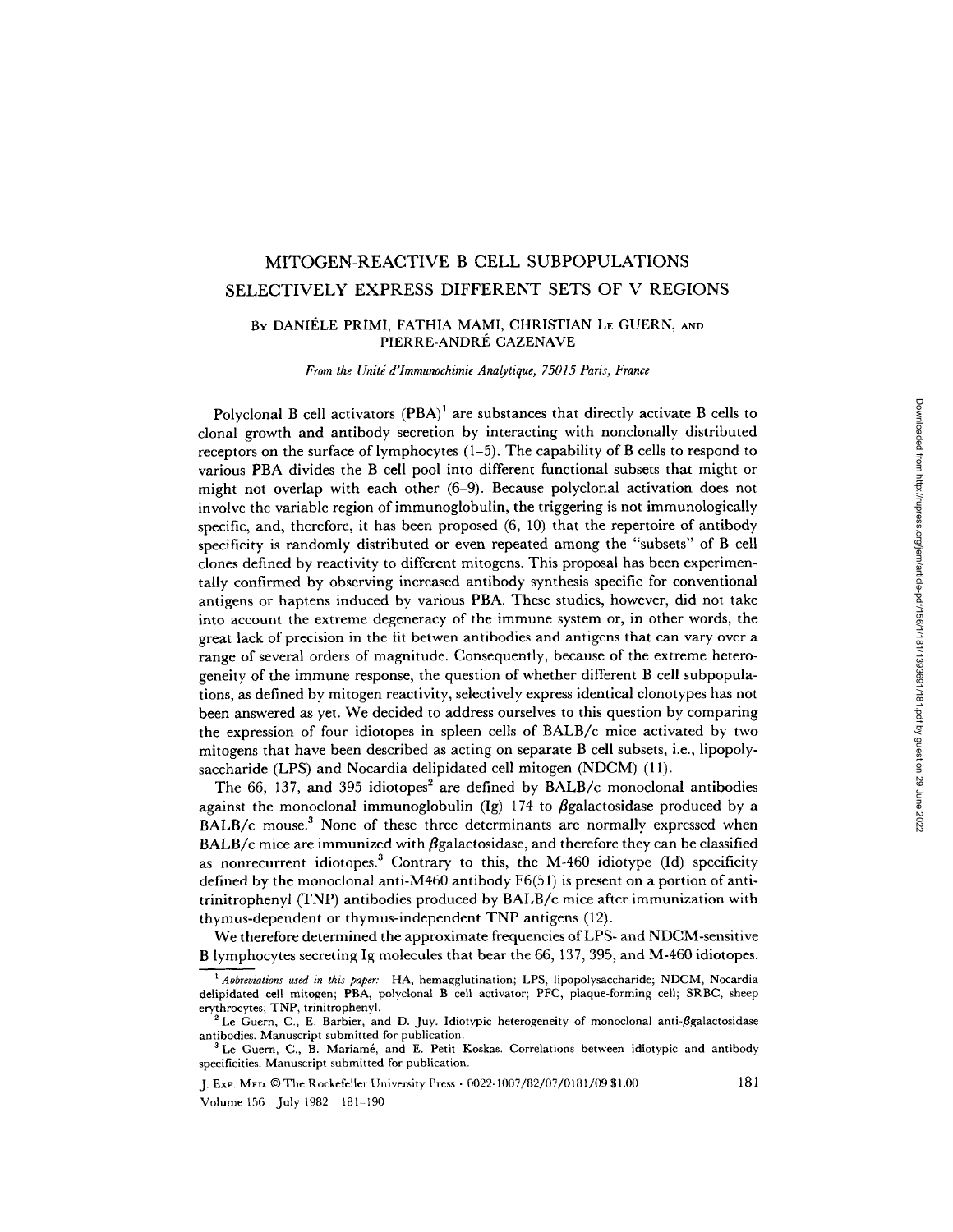# MITOGEN-REACTIVE B CELL SUBPOPULATIONS SELECTIVELY EXPRESS DIFFERENT SETS OF V REGIONS

By DANIÈLE PRIMI, FATHIA MAMI, CHRISTIAN LE GUERN, AND PIERRE-ANDRÉ CAZENAVE

*From the Unité d'Immunochimie Analytique, 75015 Paris, France*

Polyclonal B cell activators (PBA)[1] are substances that directly activate B cells to clonal growth and antibody secretion by interacting with nonclonally distributed receptors on the surface of lymphocytes (1–5). The capability of B cells to respond to various PBA divides the B cell pool into different functional subsets that might or might not overlap with each other (6–9). Because polyclonal activation does not involve the variable region of immunoglobulin, the triggering is not immunologically specific, and, therefore, it has been proposed (6, 10) that the repertoire of antibody specificity is randomly distributed or even repeated among the "subsets" of B cell clones defined by reactivity to different mitogens. This proposal has been experimentally confirmed by observing increased antibody synthesis specific for conventional antigens or haptens induced by various PBA. These studies, however, did not take into account the extreme degeneracy of the immune system or, in other words, the great lack of precision in the fit betwen antibodies and antigens that can vary over a range of several orders of magnitude. Consequently, because of the extreme heterogeneity of the immune response, the question of whether different B cell subpopulations, as defined by mitogen reactivity, selectively express identical clonotypes has not been answered as yet. We decided to address ourselves to this question by comparing the expression of four idiotopes in spleen cells of BALB/c mice activated by two mitogens that have been described as acting on separate B cell subsets, i.e., lipopolysaccharide (LPS) and Nocardia delipidated cell mitogen (NDCM) (11).

The 66, 137, and 395 idiotopes[2] are defined by BALB/c monoclonal antibodies against the monoclonal immunoglobulin (Ig) 174 to βgalactosidase produced by a BALB/c mouse.[3] None of these three determinants are normally expressed when BALB/c mice are immunized with βgalactosidase, and therefore they can be classified as nonrecurrent idiotopes.[3] Contrary to this, the M-460 idiotype (Id) specificity defined by the monoclonal anti-M460 antibody F6(51) is present on a portion of anti-trinitrophenyl (TNP) antibodies produced by BALB/c mice after immunization with thymus-dependent or thymus-independent TNP antigens (12).

We therefore determined the approximate frequencies of LPS- and NDCM-sensitive B lymphocytes secreting Ig molecules that bear the 66, 137, 395, and M-460 idiotopes.

[1] *Abbreviations used in this paper:* HA, hemagglutination; LPS, lipopolysaccharide; NDCM, Nocardia delipidated cell mitogen; PBA, polyclonal B cell activator; PFC, plaque-forming cell; SRBC, sheep erythrocytes; TNP, trinitrophenyl.

[2] Le Guern, C., E. Barbier, and D. Juy. Idiotypic heterogeneity of monoclonal anti-βgalactosidase antibodies. Manuscript submitted for publication.

[3] Le Guern, C., B. Mariamé, and E. Petit Koskas. Correlations between idiotypic and antibody specificities. Manuscript submitted for publication.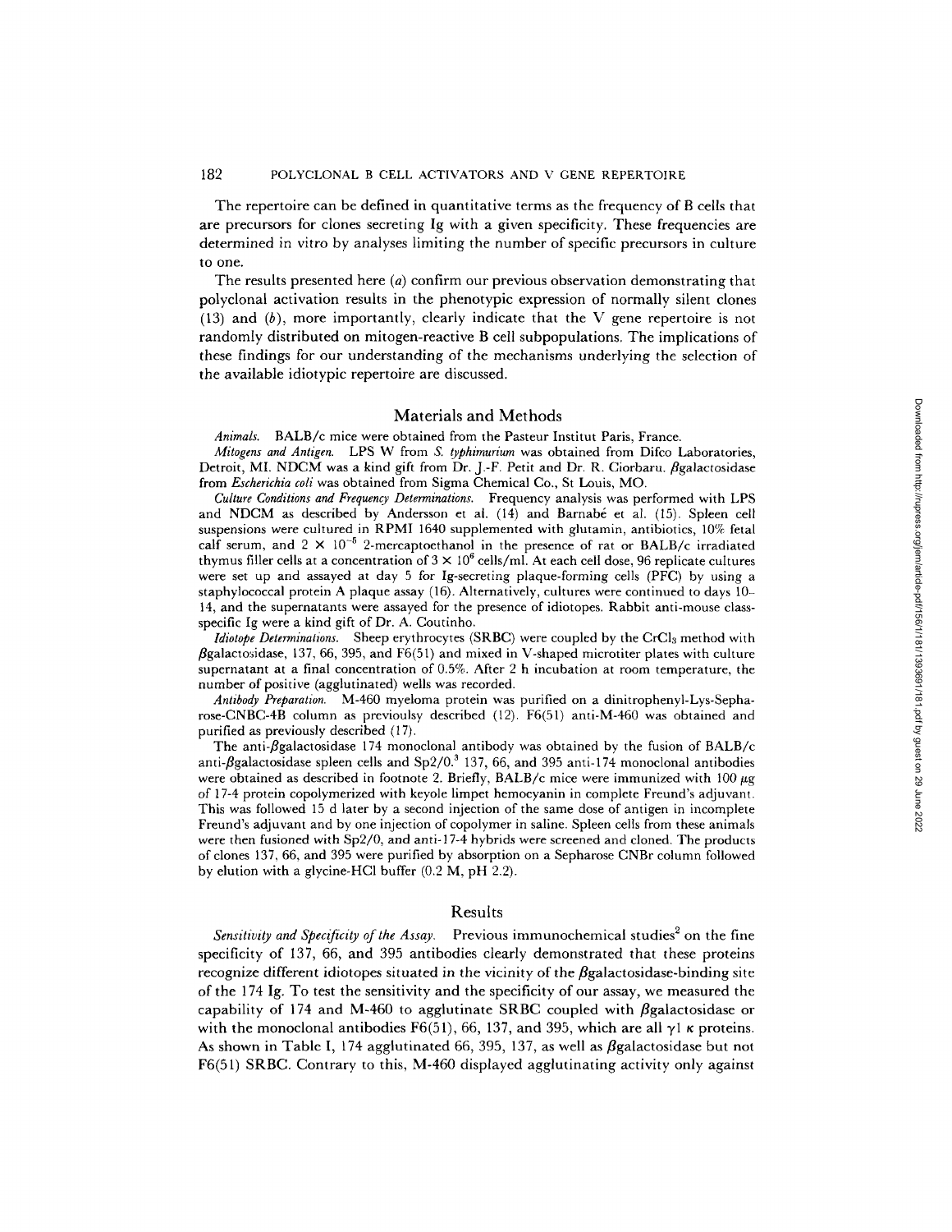The repertoire can be defined in quantitative terms as the frequency of B cells that are precursors for clones secreting Ig with a given specificity. These frequencies are determined in vitro by analyses limiting the number of specific precursors in culture to one.

The results presented here (*a*) confirm our previous observation demonstrating that polyclonal activation results in the phenotypic expression of normally silent clones (13) and (*b*), more importantly, clearly indicate that the V gene repertoire is not randomly distributed on mitogen-reactive B cell subpopulations. The implications of these findings for our understanding of the mechanisms underlying the selection of the available idiotypic repertoire are discussed.

## Materials and Methods

*Animals.* BALB/c mice were obtained from the Pasteur Institut Paris, France.

*Mitogens and Antigen.* LPS W from *S. typhimurium* was obtained from Difco Laboratories, Detroit, MI. NDCM was a kind gift from Dr. J.-F. Petit and Dr. R. Ciorbaru. $\beta$galactosidase from *Escherichia coli* was obtained from Sigma Chemical Co., St Louis, MO.

*Culture Conditions and Frequency Determinations.* Frequency analysis was performed with LPS and NDCM as described by Andersson et al. (14) and Barnabé et al. (15). Spleen cell suspensions were cultured in RPMI 1640 supplemented with glutamin, antibiotics, 10% fetal calf serum, and $2 \times 10^{-5}$ 2-mercaptoethanol in the presence of rat or BALB/c irradiated thymus filler cells at a concentration of $3 \times 10^{6}$ cells/ml. At each cell dose, 96 replicate cultures were set up and assayed at day 5 for Ig-secreting plaque-forming cells (PFC) by using a staphylococcal protein A plaque assay (16). Alternatively, cultures were continued to days 10–14, and the supernatants were assayed for the presence of idiotopes. Rabbit anti-mouse class-specific Ig were a kind gift of Dr. A. Coutinho.

*Idiotope Determinations.* Sheep erythrocytes (SRBC) were coupled by the $CrCl_3$ method with $\beta$galactosidase, 137, 66, 395, and F6(51) and mixed in V-shaped microtiter plates with culture supernatant at a final concentration of 0.5%. After 2 h incubation at room temperature, the number of positive (agglutinated) wells was recorded.

*Antibody Preparation.* M-460 myeloma protein was purified on a dinitrophenyl-Lys-Sepharose-CNBC-4B column as previoulsy described (12). F6(51) anti-M-460 was obtained and purified as previously described (17).

The anti-$\beta$galactosidase 174 monoclonal antibody was obtained by the fusion of BALB/c anti-$\beta$galactosidase spleen cells and Sp2/0.[3] 137, 66, and 395 anti-174 monoclonal antibodies were obtained as described in footnote 2. Briefly, BALB/c mice were immunized with 100 $\mu$g of 17-4 protein copolymerized with keyole limpet hemocyanin in complete Freund's adjuvant. This was followed 15 d later by a second injection of the same dose of antigen in incomplete Freund's adjuvant and by one injection of copolymer in saline. Spleen cells from these animals were then fusioned with Sp2/0, and anti-17-4 hybrids were screened and cloned. The products of clones 137, 66, and 395 were purified by absorption on a Sepharose CNBr column followed by elution with a glycine-HCl buffer (0.2 M, pH 2.2).

## Results

*Sensitivity and Specificity of the Assay.* Previous immunochemical studies[2] on the fine specificity of 137, 66, and 395 antibodies clearly demonstrated that these proteins recognize different idiotopes situated in the vicinity of the $\beta$galactosidase-binding site of the 174 Ig. To test the sensitivity and the specificity of our assay, we measured the capability of 174 and M-460 to agglutinate SRBC coupled with $\beta$galactosidase or with the monoclonal antibodies F6(51), 66, 137, and 395, which are all $\gamma 1$ $\kappa$ proteins. As shown in Table I, 174 agglutinated 66, 395, 137, as well as $\beta$galactosidase but not F6(51) SRBC. Contrary to this, M-460 displayed agglutinating activity only against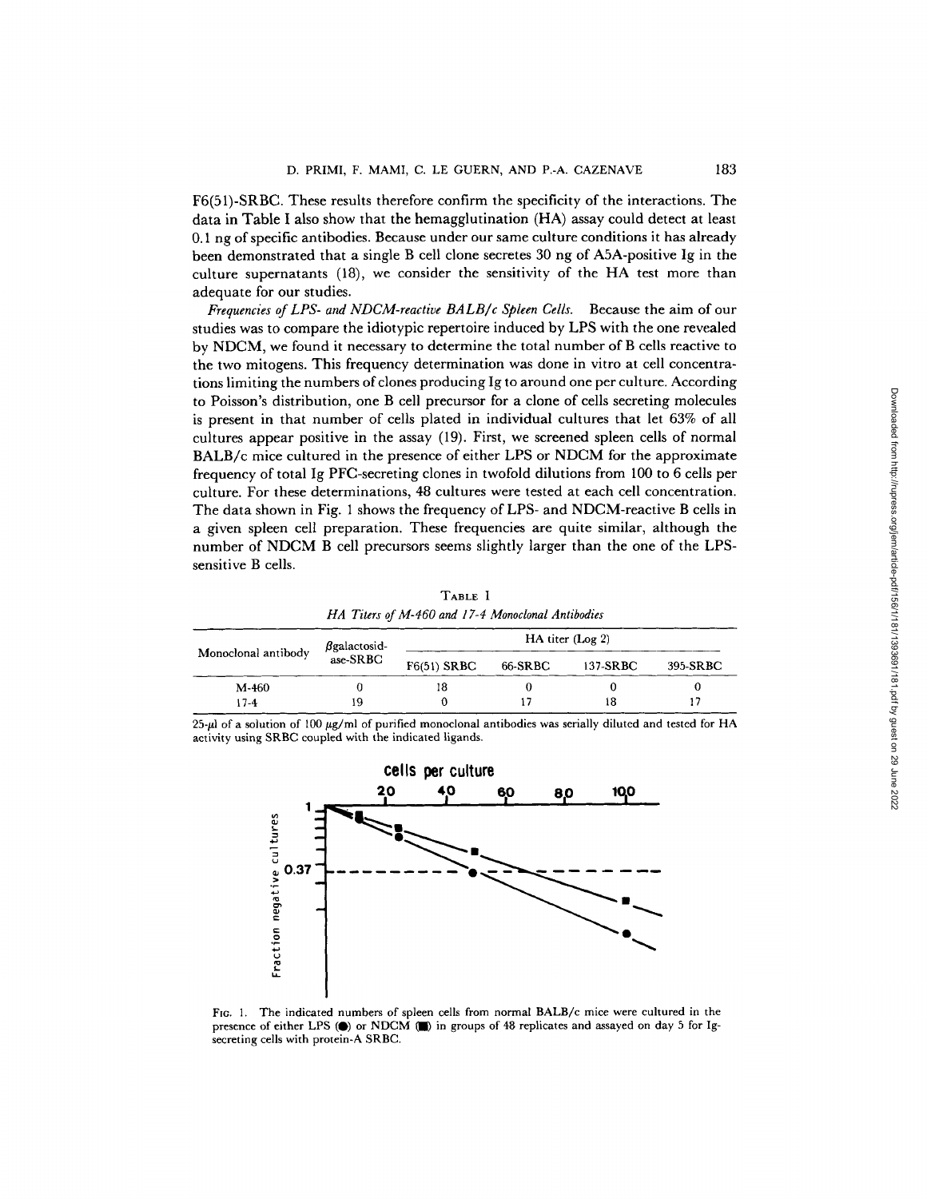F6(51)-SRBC. These results therefore confirm the specificity of the interactions. The data in Table I also show that the hemagglutination (HA) assay could detect at least 0.1 ng of specific antibodies. Because under our same culture conditions it has already been demonstrated that a single B cell clone secretes 30 ng of A5A-positive Ig in the culture supernatants (18), we consider the sensitivity of the HA test more than adequate for our studies.

*Frequencies of LPS- and NDCM-reactive BALB/c Spleen Cells.* Because the aim of our studies was to compare the idiotypic repertoire induced by LPS with the one revealed by NDCM, we found it necessary to determine the total number of B cells reactive to the two mitogens. This frequency determination was done in vitro at cell concentrations limiting the numbers of clones producing Ig to around one per culture. According to Poisson's distribution, one B cell precursor for a clone of cells secreting molecules is present in that number of cells plated in individual cultures that let 63% of all cultures appear positive in the assay (19). First, we screened spleen cells of normal BALB/c mice cultured in the presence of either LPS or NDCM for the approximate frequency of total Ig PFC-secreting clones in twofold dilutions from 100 to 6 cells per culture. For these determinations, 48 cultures were tested at each cell concentration. The data shown in Fig. 1 shows the frequency of LPS- and NDCM-reactive B cells in a given spleen cell preparation. These frequencies are quite similar, although the number of NDCM B cell precursors seems slightly larger than the one of the LPS-sensitive B cells.

TABLE I
*HA Titers of M-460 and 17-4 Monoclonal Antibodies*

| Monoclonal antibody | βgalactosidase-SRBC | HA titer (Log 2) | | | |
|---|---|---|---|---|---|
| | | F6(51) SRBC | 66-SRBC | 137-SRBC | 395-SRBC |
| M-460 | 0 | 18 | 0 | 0 | 0 |
| 17-4 | 19 | 0 | 17 | 18 | 17 |

25-μl of a solution of 100 μg/ml of purified monoclonal antibodies was serially diluted and tested for HA activity using SRBC coupled with the indicated ligands.

FIG. 1. The indicated numbers of spleen cells from normal BALB/c mice were cultured in the presence of either LPS (●) or NDCM (■) in groups of 48 replicates and assayed on day 5 for Ig-secreting cells with protein-A SRBC.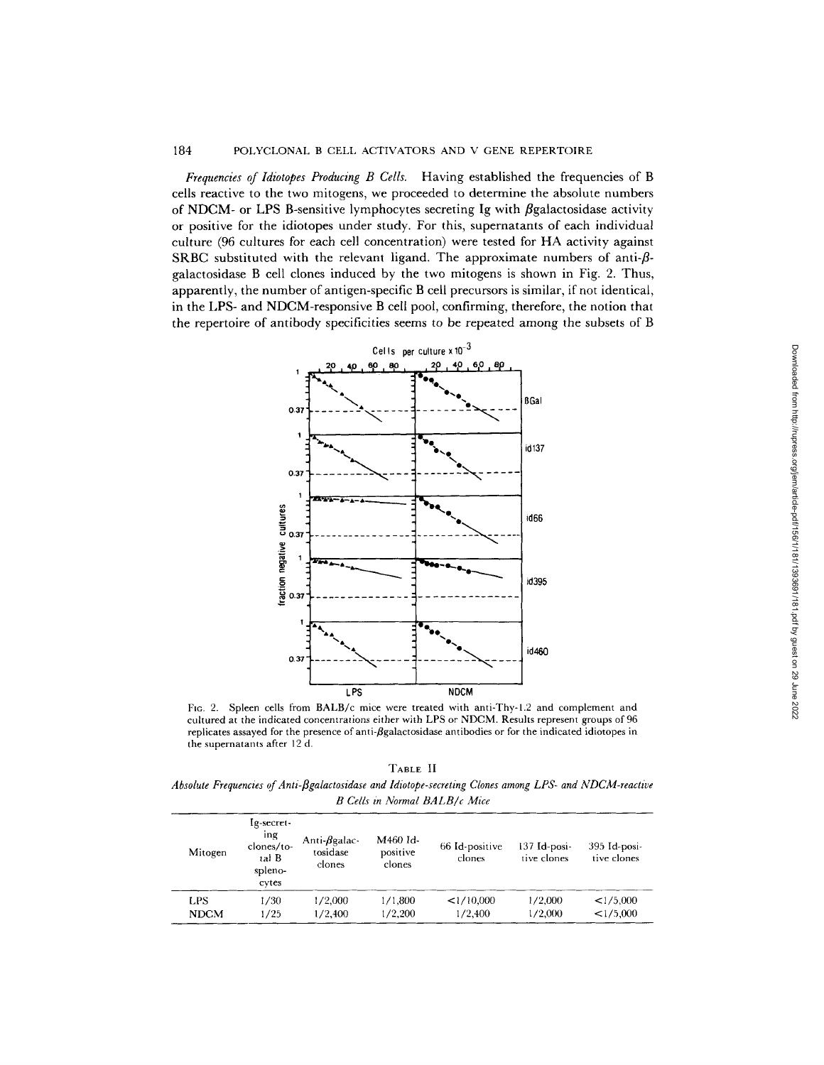*Frequencies of Idiotopes Producing B Cells.* Having established the frequencies of B cells reactive to the two mitogens, we proceeded to determine the absolute numbers of NDCM- or LPS B-sensitive lymphocytes secreting Ig with βgalactosidase activity or positive for the idiotopes under study. For this, supernatants of each individual culture (96 cultures for each cell concentration) were tested for HA activity against SRBC substituted with the relevant ligand. The approximate numbers of anti-β-galactosidase B cell clones induced by the two mitogens is shown in Fig. 2. Thus, apparently, the number of antigen-specific B cell precursors is similar, if not identical, in the LPS- and NDCM-responsive B cell pool, confirming, therefore, the notion that the repertoire of antibody specificities seems to be repeated among the subsets of B

FIG. 2. Spleen cells from BALB/c mice were treated with anti-Thy-1.2 and complement and cultured at the indicated concentrations either with LPS or NDCM. Results represent groups of 96 replicates assayed for the presence of anti-βgalactosidase antibodies or for the indicated idiotopes in the supernatants after 12 d.

TABLE II

*Absolute Frequencies of Anti-βgalactosidase and Idiotope-secreting Clones among LPS- and NDCM-reactive B Cells in Normal BALB/c Mice*

| Mitogen | Ig-secreting clones/total B splenocytes | Anti-βgalactosidase clones | M460 Id-positive clones | 66 Id-positive clones | 137 Id-positive clones | 395 Id-positive clones |
|---|---|---|---|---|---|---|
| LPS | 1/30 | 1/2,000 | 1/1,800 | <1/10,000 | 1/2,000 | <1/5,000 |
| NDCM | 1/25 | 1/2,400 | 1/2,200 | 1/2,400 | 1/2,000 | <1/5,000 |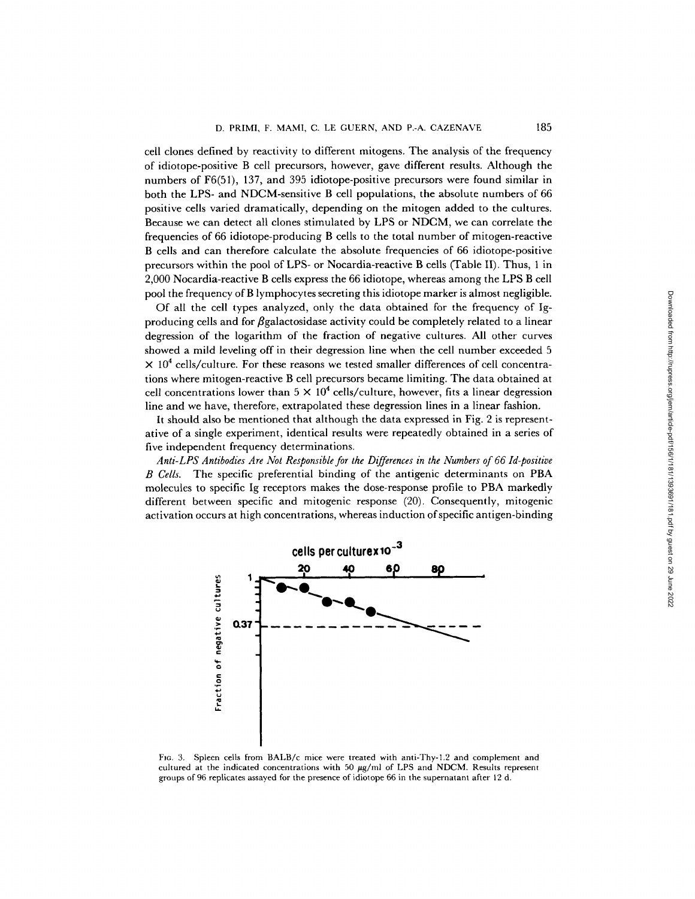cell clones defined by reactivity to different mitogens. The analysis of the frequency of idiotope-positive B cell precursors, however, gave different results. Although the numbers of F6(51), 137, and 395 idiotope-positive precursors were found similar in both the LPS- and NDCM-sensitive B cell populations, the absolute numbers of 66 positive cells varied dramatically, depending on the mitogen added to the cultures. Because we can detect all clones stimulated by LPS or NDCM, we can correlate the frequencies of 66 idiotope-producing B cells to the total number of mitogen-reactive B cells and can therefore calculate the absolute frequencies of 66 idiotope-positive precursors within the pool of LPS- or Nocardia-reactive B cells (Table II). Thus, 1 in 2,000 Nocardia-reactive B cells express the 66 idiotope, whereas among the LPS B cell pool the frequency of B lymphocytes secreting this idiotope marker is almost negligible.

Of all the cell types analyzed, only the data obtained for the frequency of Ig-producing cells and for $\beta$galactosidase activity could be completely related to a linear degression of the logarithm of the fraction of negative cultures. All other curves showed a mild leveling off in their degression line when the cell number exceeded $5 \times 10^4$ cells/culture. For these reasons we tested smaller differences of cell concentrations where mitogen-reactive B cell precursors became limiting. The data obtained at cell concentrations lower than $5 \times 10^4$ cells/culture, however, fits a linear degression line and we have, therefore, extrapolated these degression lines in a linear fashion.

It should also be mentioned that although the data expressed in Fig. 2 is representative of a single experiment, identical results were repeatedly obtained in a series of five independent frequency determinations.

*Anti-LPS Antibodies Are Not Responsible for the Differences in the Numbers of 66 Id-positive B Cells.* The specific preferential binding of the antigenic determinants on PBA molecules to specific Ig receptors makes the dose-response profile to PBA markedly different between specific and mitogenic response (20). Consequently, mitogenic activation occurs at high concentrations, whereas induction of specific antigen-binding

FIG. 3. Spleen cells from BALB/c mice were treated with anti-Thy-1.2 and complement and cultured at the indicated concentrations with 50 $\mu$g/ml of LPS and NDCM. Results represent groups of 96 replicates assayed for the presence of idiotope 66 in the supernatant after 12 d.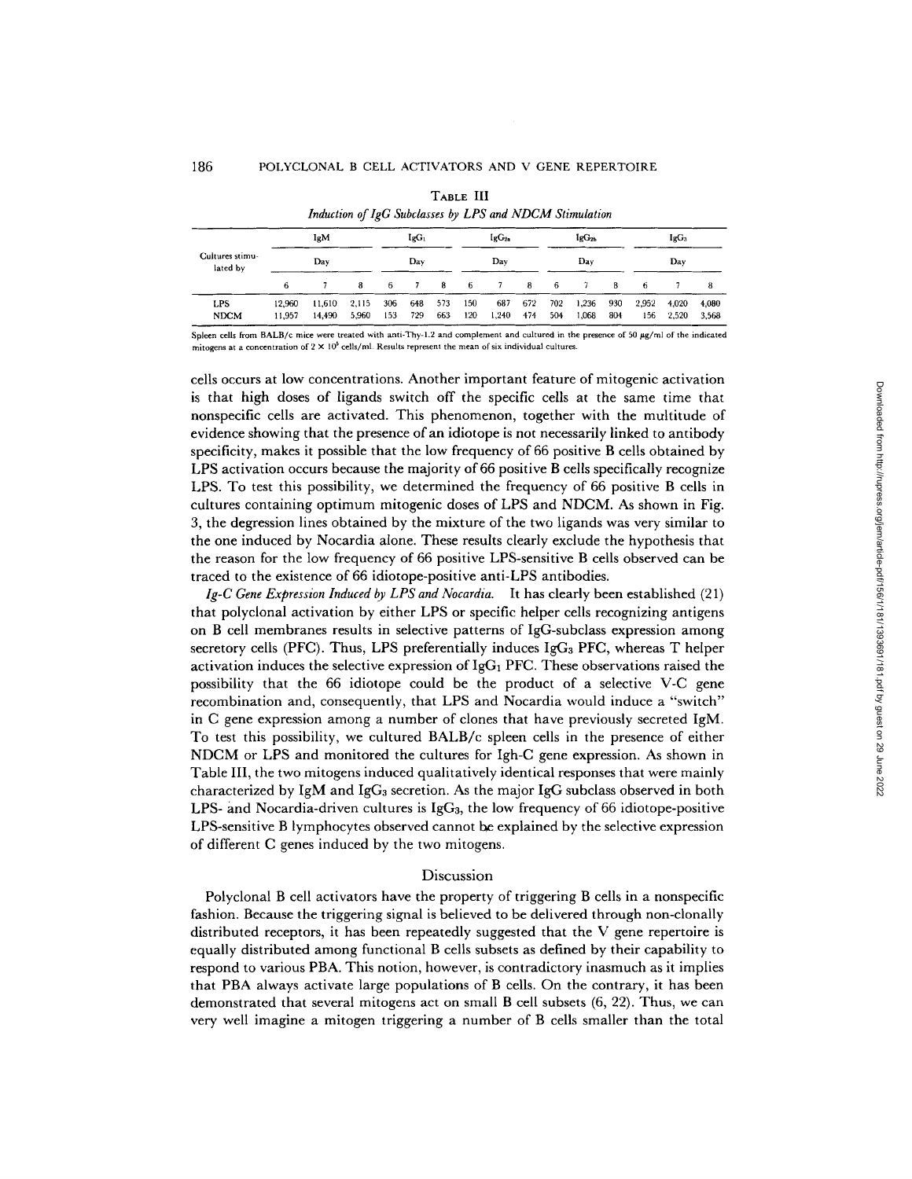**TABLE III**

*Induction of IgG Subclasses by LPS and NDCM Stimulation*

| Cultures stimulated by | IgM | | | $IgG_1$ | | | $IgG_{2a}$ | | | $IgG_{2b}$ | | | $IgG_3$ | | |
|---|---|---|---|---|---|---|---|---|---|---|---|---|---|---|---|
| | Day | | | Day | | | Day | | | Day | | | Day | | |
| | 6 | 7 | 8 | 6 | 7 | 8 | 6 | 7 | 8 | 6 | 7 | 8 | 6 | 7 | 8 |
| LPS | 12,960 | 11,610 | 2,115 | 306 | 648 | 573 | 150 | 687 | 672 | 702 | 1,236 | 930 | 2,952 | 4,020 | 4,080 |
| NDCM | 11,957 | 14,490 | 5,960 | 153 | 729 | 663 | 120 | 1,240 | 474 | 504 | 1,068 | 804 | 156 | 2,520 | 3,568 |

Spleen cells from BALB/c mice were treated with anti-Thy-1.2 and complement and cultured in the presence of 50 μg/ml of the indicated mitogens at a concentration of $2 \times 10^5$ cells/ml. Results represent the mean of six individual cultures.

cells occurs at low concentrations. Another important feature of mitogenic activation is that high doses of ligands switch off the specific cells at the same time that nonspecific cells are activated. This phenomenon, together with the multitude of evidence showing that the presence of an idiotope is not necessarily linked to antibody specificity, makes it possible that the low frequency of 66 positive B cells obtained by LPS activation occurs because the majority of 66 positive B cells specifically recognize LPS. To test this possibility, we determined the frequency of 66 positive B cells in cultures containing optimum mitogenic doses of LPS and NDCM. As shown in Fig. 3, the degression lines obtained by the mixture of the two ligands was very similar to the one induced by Nocardia alone. These results clearly exclude the hypothesis that the reason for the low frequency of 66 positive LPS-sensitive B cells observed can be traced to the existence of 66 idiotope-positive anti-LPS antibodies.

*Ig-C Gene Expression Induced by LPS and Nocardia.* It has clearly been established (21) that polyclonal activation by either LPS or specific helper cells recognizing antigens on B cell membranes results in selective patterns of IgG-subclass expression among secretory cells (PFC). Thus, LPS preferentially induces $IgG_3$ PFC, whereas T helper activation induces the selective expression of $IgG_1$ PFC. These observations raised the possibility that the 66 idiotope could be the product of a selective V-C gene recombination and, consequently, that LPS and Nocardia would induce a "switch" in C gene expression among a number of clones that have previously secreted IgM. To test this possibility, we cultured BALB/c spleen cells in the presence of either NDCM or LPS and monitored the cultures for Igh-C gene expression. As shown in Table III, the two mitogens induced qualitatively identical responses that were mainly characterized by IgM and $IgG_3$ secretion. As the major IgG subclass observed in both LPS- and Nocardia-driven cultures is $IgG_3$, the low frequency of 66 idiotope-positive LPS-sensitive B lymphocytes observed cannot be explained by the selective expression of different C genes induced by the two mitogens.

## Discussion

Polyclonal B cell activators have the property of triggering B cells in a nonspecific fashion. Because the triggering signal is believed to be delivered through non-clonally distributed receptors, it has been repeatedly suggested that the V gene repertoire is equally distributed among functional B cells subsets as defined by their capability to respond to various PBA. This notion, however, is contradictory inasmuch as it implies that PBA always activate large populations of B cells. On the contrary, it has been demonstrated that several mitogens act on small B cell subsets (6, 22). Thus, we can very well imagine a mitogen triggering a number of B cells smaller than the total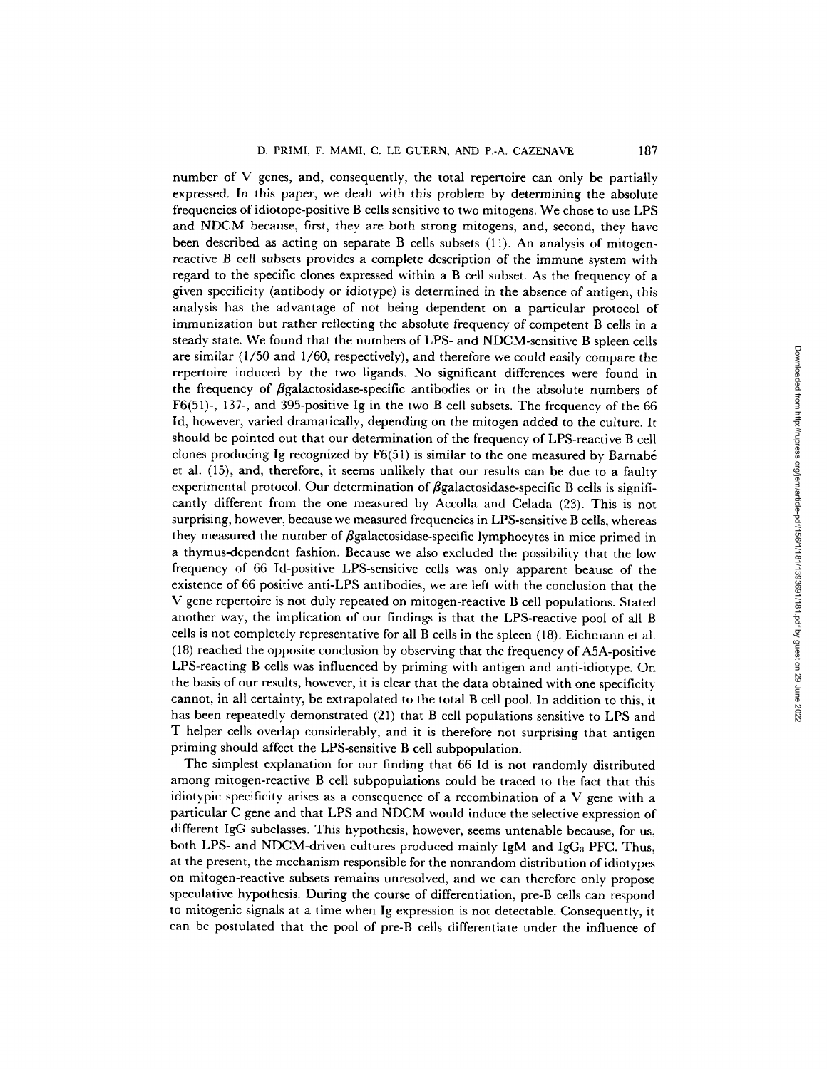number of V genes, and, consequently, the total repertoire can only be partially expressed. In this paper, we dealt with this problem by determining the absolute frequencies of idiotope-positive B cells sensitive to two mitogens. We chose to use LPS and NDCM because, first, they are both strong mitogens, and, second, they have been described as acting on separate B cells subsets (11). An analysis of mitogen-reactive B cell subsets provides a complete description of the immune system with regard to the specific clones expressed within a B cell subset. As the frequency of a given specificity (antibody or idiotype) is determined in the absence of antigen, this analysis has the advantage of not being dependent on a particular protocol of immunization but rather reflecting the absolute frequency of competent B cells in a steady state. We found that the numbers of LPS- and NDCM-sensitive B spleen cells are similar (1/50 and 1/60, respectively), and therefore we could easily compare the repertoire induced by the two ligands. No significant differences were found in the frequency of βgalactosidase-specific antibodies or in the absolute numbers of F6(51)-, 137-, and 395-positive Ig in the two B cell subsets. The frequency of the 66 Id, however, varied dramatically, depending on the mitogen added to the culture. It should be pointed out that our determination of the frequency of LPS-reactive B cell clones producing Ig recognized by F6(51) is similar to the one measured by Barnabé et al. (15), and, therefore, it seems unlikely that our results can be due to a faulty experimental protocol. Our determination of βgalactosidase-specific B cells is significantly different from the one measured by Accolla and Celada (23). This is not surprising, however, because we measured frequencies in LPS-sensitive B cells, whereas they measured the number of βgalactosidase-specific lymphocytes in mice primed in a thymus-dependent fashion. Because we also excluded the possibility that the low frequency of 66 Id-positive LPS-sensitive cells was only apparent beause of the existence of 66 positive anti-LPS antibodies, we are left with the conclusion that the V gene repertoire is not duly repeated on mitogen-reactive B cell populations. Stated another way, the implication of our findings is that the LPS-reactive pool of all B cells is not completely representative for all B cells in the spleen (18). Eichmann et al. (18) reached the opposite conclusion by observing that the frequency of A5A-positive LPS-reacting B cells was influenced by priming with antigen and anti-idiotype. On the basis of our results, however, it is clear that the data obtained with one specificity cannot, in all certainty, be extrapolated to the total B cell pool. In addition to this, it has been repeatedly demonstrated (21) that B cell populations sensitive to LPS and T helper cells overlap considerably, and it is therefore not surprising that antigen priming should affect the LPS-sensitive B cell subpopulation.

The simplest explanation for our finding that 66 Id is not randomly distributed among mitogen-reactive B cell subpopulations could be traced to the fact that this idiotypic specificity arises as a consequence of a recombination of a V gene with a particular C gene and that LPS and NDCM would induce the selective expression of different IgG subclasses. This hypothesis, however, seems untenable because, for us, both LPS- and NDCM-driven cultures produced mainly IgM and $IgG_3$ PFC. Thus, at the present, the mechanism responsible for the nonrandom distribution of idiotypes on mitogen-reactive subsets remains unresolved, and we can therefore only propose speculative hypothesis. During the course of differentiation, pre-B cells can respond to mitogenic signals at a time when Ig expression is not detectable. Consequently, it can be postulated that the pool of pre-B cells differentiate under the influence of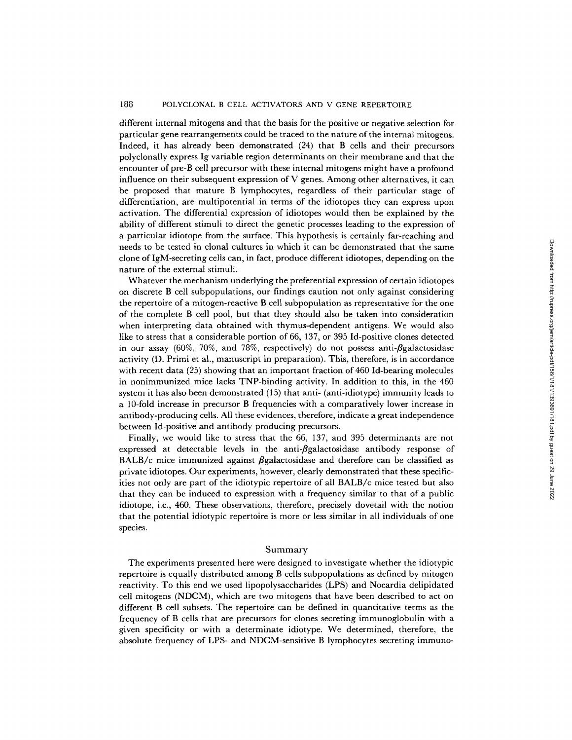different internal mitogens and that the basis for the positive or negative selection for particular gene rearrangements could be traced to the nature of the internal mitogens. Indeed, it has already been demonstrated (24) that B cells and their precursors polyclonally express Ig variable region determinants on their membrane and that the encounter of pre-B cell precursor with these internal mitogens might have a profound influence on their subsequent expression of V genes. Among other alternatives, it can be proposed that mature B lymphocytes, regardless of their particular stage of differentiation, are multipotential in terms of the idiotopes they can express upon activation. The differential expression of idiotopes would then be explained by the ability of different stimuli to direct the genetic processes leading to the expression of a particular idiotope from the surface. This hypothesis is certainly far-reaching and needs to be tested in clonal cultures in which it can be demonstrated that the same clone of IgM-secreting cells can, in fact, produce different idiotopes, depending on the nature of the external stimuli.

Whatever the mechanism underlying the preferential expression of certain idiotopes on discrete B cell subpopulations, our findings caution not only against considering the repertoire of a mitogen-reactive B cell subpopulation as representative for the one of the complete B cell pool, but that they should also be taken into consideration when interpreting data obtained with thymus-dependent antigens. We would also like to stress that a considerable portion of 66, 137, or 395 Id-positive clones detected in our assay (60%, 70%, and 78%, respectively) do not possess anti-$\beta$galactosidase activity (D. Primi et al., manuscript in preparation). This, therefore, is in accordance with recent data (25) showing that an important fraction of 460 Id-bearing molecules in nonimmunized mice lacks TNP-binding activity. In addition to this, in the 460 system it has also been demonstrated (15) that anti- (anti-idiotype) immunity leads to a 10-fold increase in precursor B frequencies with a comparatively lower increase in antibody-producing cells. All these evidences, therefore, indicate a great independence between Id-positive and antibody-producing precursors.

Finally, we would like to stress that the 66, 137, and 395 determinants are not expressed at detectable levels in the anti-$\beta$galactosidase antibody response of BALB/c mice immunized against $\beta$galactosidase and therefore can be classified as private idiotopes. Our experiments, however, clearly demonstrated that these specificities not only are part of the idiotypic repertoire of all BALB/c mice tested but also that they can be induced to expression with a frequency similar to that of a public idiotope, i.e., 460. These observations, therefore, precisely dovetail with the notion that the potential idiotypic repertoire is more or less similar in all individuals of one species.

## Summary

The experiments presented here were designed to investigate whether the idiotypic repertoire is equally distributed among B cells subpopulations as defined by mitogen reactivity. To this end we used lipopolysaccharides (LPS) and Nocardia delipidated cell mitogens (NDCM), which are two mitogens that have been described to act on different B cell subsets. The repertoire can be defined in quantitative terms as the frequency of B cells that are precursors for clones secreting immunoglobulin with a given specificity or with a determinate idiotype. We determined, therefore, the absolute frequency of LPS- and NDCM-sensitive B lymphocytes secreting immuno-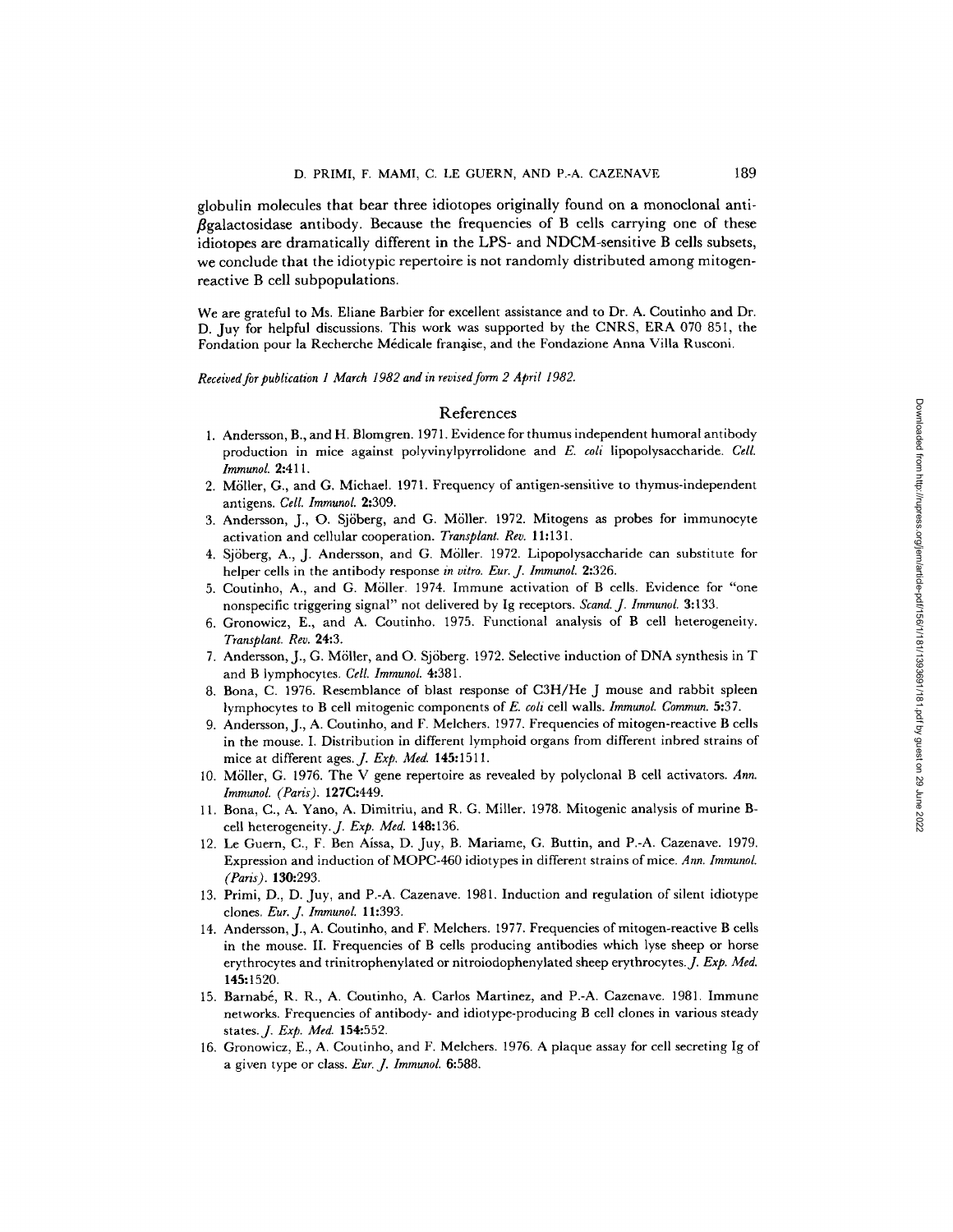globulin molecules that bear three idiotypes originally found on a monoclonal anti-βgalactosidase antibody. Because the frequencies of B cells carrying one of these idiotopes are dramatically different in the LPS- and NDCM-sensitive B cells subsets, we conclude that the idiotypic repertoire is not randomly distributed among mitogen-reactive B cell subpopulations.

We are grateful to Ms. Eliane Barbier for excellent assistance and to Dr. A. Coutinho and Dr. D. Juy for helpful discussions. This work was supported by the CNRS, ERA 070 851, the Fondation pour la Recherche Médicale fran<u>ç</u>aise, and the Fondazione Anna Villa Rusconi.

*Received for publication 1 March 1982 and in revised form 2 April 1982.*

## References

1. Andersson, B., and H. Blomgren. 1971. Evidence for thumus independent humoral antibody production in mice against polyvinylpyrrolidone and *E. coli* lipopolysaccharide. *Cell. Immunol.* **2:**411.
2. Möller, G., and G. Michael. 1971. Frequency of antigen-sensitive to thymus-independent antigens. *Cell. Immunol.* **2:**309.
3. Andersson, J., O. Sjöberg, and G. Möller. 1972. Mitogens as probes for immunocyte activation and cellular cooperation. *Transplant. Rev.* **11:**131.
4. Sjöberg, A., J. Andersson, and G. Möller. 1972. Lipopolysaccharide can substitute for helper cells in the antibody response *in vitro*. *Eur. J. Immunol.* **2:**326.
5. Coutinho, A., and G. Möller. 1974. Immune activation of B cells. Evidence for "one nonspecific triggering signal" not delivered by Ig receptors. *Scand. J. Immunol.* **3:**133.
6. Gronowicz, E., and A. Coutinho. 1975. Functional analysis of B cell heterogeneity. *Transplant. Rev.* **24:**3.
7. Andersson, J., G. Möller, and O. Sjöberg. 1972. Selective induction of DNA synthesis in T and B lymphocytes. *Cell. Immunol.* **4:**381.
8. Bona, C. 1976. Resemblance of blast response of C3H/He J mouse and rabbit spleen lymphocytes to B cell mitogenic components of *E. coli* cell walls. *Immunol. Commun.* **5:**37.
9. Andersson, J., A. Coutinho, and F. Melchers. 1977. Frequencies of mitogen-reactive B cells in the mouse. I. Distribution in different lymphoid organs from different inbred strains of mice at different ages. *J. Exp. Med.* **145:**1511.
10. Möller, G. 1976. The V gene repertoire as revealed by polyclonal B cell activators. *Ann. Immunol. (Paris).* **127C:**449.
11. Bona, C., A. Yano, A. Dimitriu, and R. G. Miller. 1978. Mitogenic analysis of murine B-cell heterogeneity. *J. Exp. Med.* **148:**136.
12. Le Guern, C., F. Ben Aïssa, D. Juy, B. Mariame, G. Buttin, and P.-A. Cazenave. 1979. Expression and induction of MOPC-460 idiotypes in different strains of mice. *Ann. Immunol. (Paris).* **130:**293.
13. Primi, D., D. Juy, and P.-A. Cazenave. 1981. Induction and regulation of silent idiotype clones. *Eur. J. Immunol.* **11:**393.
14. Andersson, J., A. Coutinho, and F. Melchers. 1977. Frequencies of mitogen-reactive B cells in the mouse. II. Frequencies of B cells producing antibodies which lyse sheep or horse erythrocytes and trinitrophenylated or nitroiodophenylated sheep erythrocytes. *J. Exp. Med.* **145:**1520.
15. Barnabé, R. R., A. Coutinho, A. Carlos Martinez, and P.-A. Cazenave. 1981. Immune networks. Frequencies of antibody- and idiotype-producing B cell clones in various steady states. *J. Exp. Med.* **154:**552.
16. Gronowicz, E., A. Coutinho, and F. Melchers. 1976. A plaque assay for cell secreting Ig of a given type or class. *Eur. J. Immunol.* **6:**588.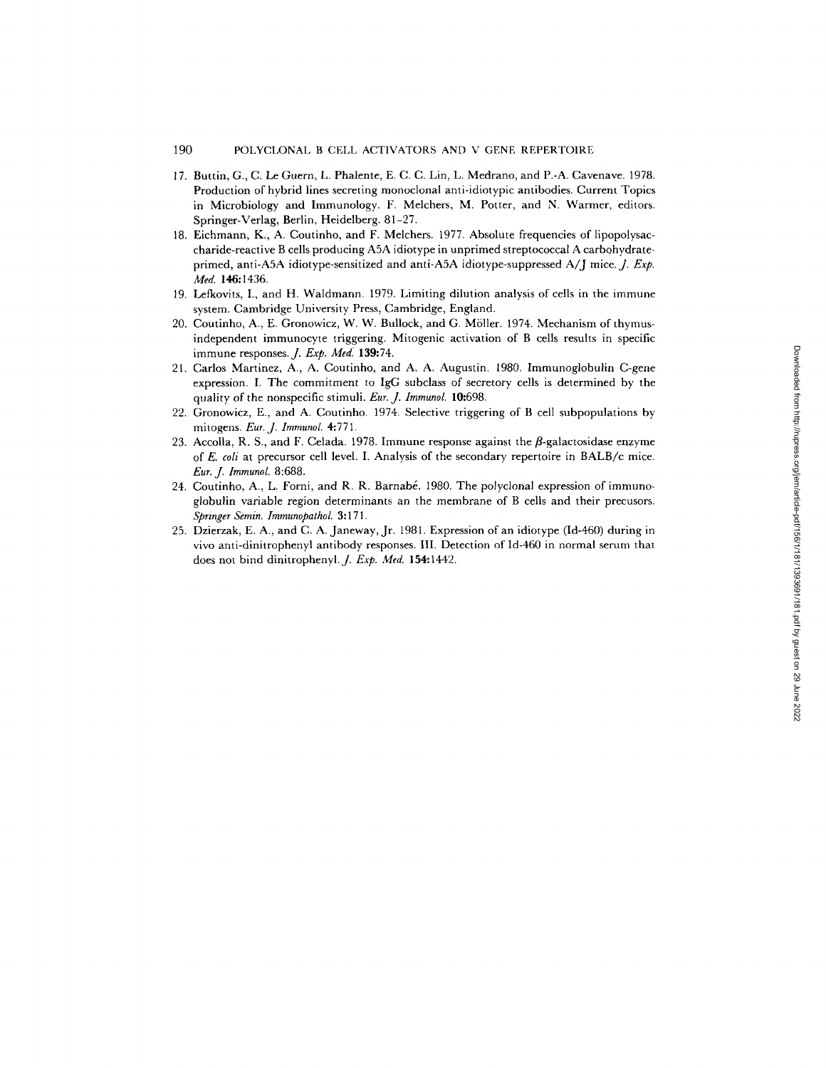17. Buttin, G., C. Le Guern, L. Phalente, E. C. C. Lin, L. Medrano, and P.-A. Cavenave. 1978. Production of hybrid lines secreting monoclonal anti-idiotypic antibodies. Current Topics in Microbiology and Immunology. F. Melchers, M. Potter, and N. Warmer, editors. Springer-Verlag, Berlin, Heidelberg. 81–27.
18. Eichmann, K., A. Coutinho, and F. Melchers. 1977. Absolute frequencies of lipopolysaccharide-reactive B cells producing A5A idiotype in unprimed streptococcal A carbohydrate-primed, anti-A5A idiotype-sensitized and anti-A5A idiotype-suppressed A/J mice. *J. Exp. Med.* **146:**1436.
19. Lefkovits, I., and H. Waldmann. 1979. Limiting dilution analysis of cells in the immune system. Cambridge University Press, Cambridge, England.
20. Coutinho, A., E. Gronowicz, W. W. Bullock, and G. Möller. 1974. Mechanism of thymus-independent immunocyte triggering. Mitogenic activation of B cells results in specific immune responses. *J. Exp. Med.* **139:**74.
21. Carlos Martinez, A., A. Coutinho, and A. A. Augustin. 1980. Immunoglobulin C-gene expression. I. The commitment to IgG subclass of secretory cells is determined by the quality of the nonspecific stimuli. *Eur. J. Immunol.* **10:**698.
22. Gronowicz, E., and A. Coutinho. 1974. Selective triggering of B cell subpopulations by mitogens. *Eur. J. Immunol.* **4:**771.
23. Accolla, R. S., and F. Celada. 1978. Immune response against the β-galactosidase enzyme of *E. coli* at precursor cell level. I. Analysis of the secondary repertoire in BALB/c mice. *Eur. J. Immunol.* 8:688.
24. Coutinho, A., L. Forni, and R. R. Barnabé. 1980. The polyclonal expression of immunoglobulin variable region determinants an the membrane of B cells and their precusors. *Springer Semin. Immunopathol.* **3:**171.
25. Dzierzak, E. A., and C. A. Janeway, Jr. 1981. Expression of an idiotype (Id-460) during in vivo anti-dinitrophenyl antibody responses. III. Detection of Id-460 in normal serum that does not bind dinitrophenyl. *J. Exp. Med.* **154:**1442.